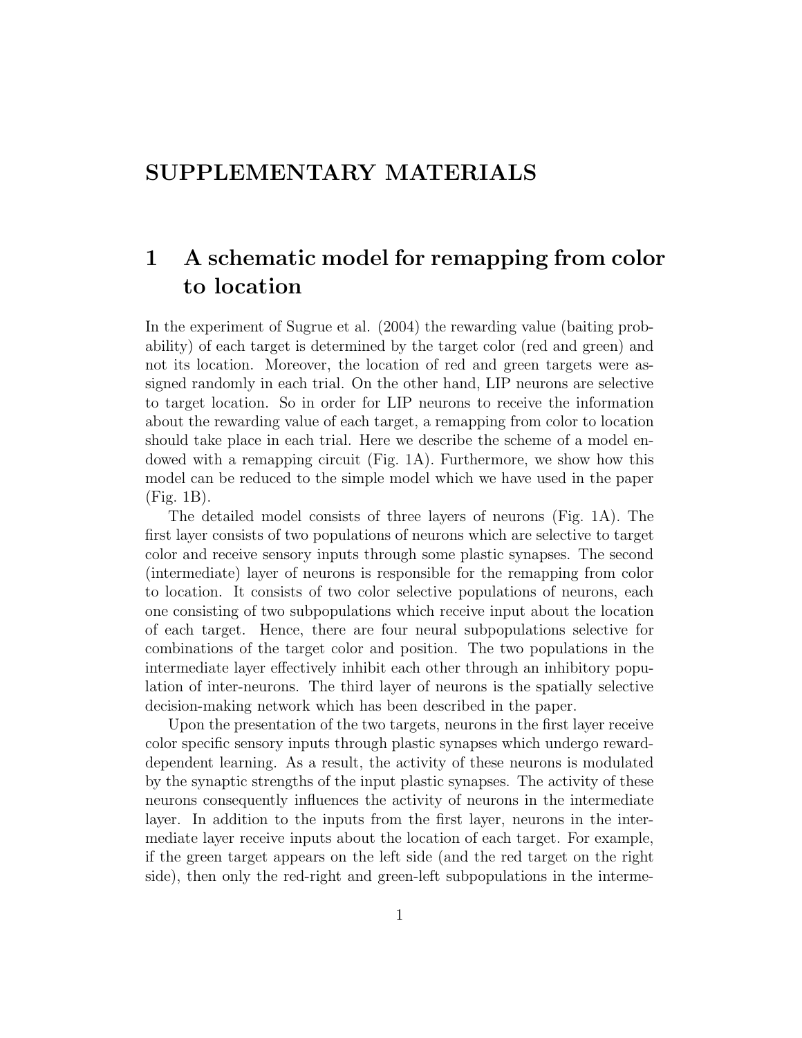# SUPPLEMENTARY MATERIALS

## 1 A schematic model for remapping from color to location

In the experiment of Sugrue et al. (2004) the rewarding value (baiting probability) of each target is determined by the target color (red and green) and not its location. Moreover, the location of red and green targets were assigned randomly in each trial. On the other hand, LIP neurons are selective to target location. So in order for LIP neurons to receive the information about the rewarding value of each target, a remapping from color to location should take place in each trial. Here we describe the scheme of a model endowed with a remapping circuit (Fig. 1A). Furthermore, we show how this model can be reduced to the simple model which we have used in the paper (Fig. 1B).

The detailed model consists of three layers of neurons (Fig. 1A). The first layer consists of two populations of neurons which are selective to target color and receive sensory inputs through some plastic synapses. The second (intermediate) layer of neurons is responsible for the remapping from color to location. It consists of two color selective populations of neurons, each one consisting of two subpopulations which receive input about the location of each target. Hence, there are four neural subpopulations selective for combinations of the target color and position. The two populations in the intermediate layer effectively inhibit each other through an inhibitory population of inter-neurons. The third layer of neurons is the spatially selective decision-making network which has been described in the paper.

Upon the presentation of the two targets, neurons in the first layer receive color specific sensory inputs through plastic synapses which undergo reward-dependent learning. As a result, the activity of these neurons is modulated by the synaptic strengths of the input plastic synapses. The activity of these neurons consequently influences the activity of neurons in the intermediate layer. In addition to the inputs from the first layer, neurons in the intermediate layer receive inputs about the location of each target. For example, if the green target appears on the left side (and the red target on the right side), then only the red-right and green-left subpopulations in the interme-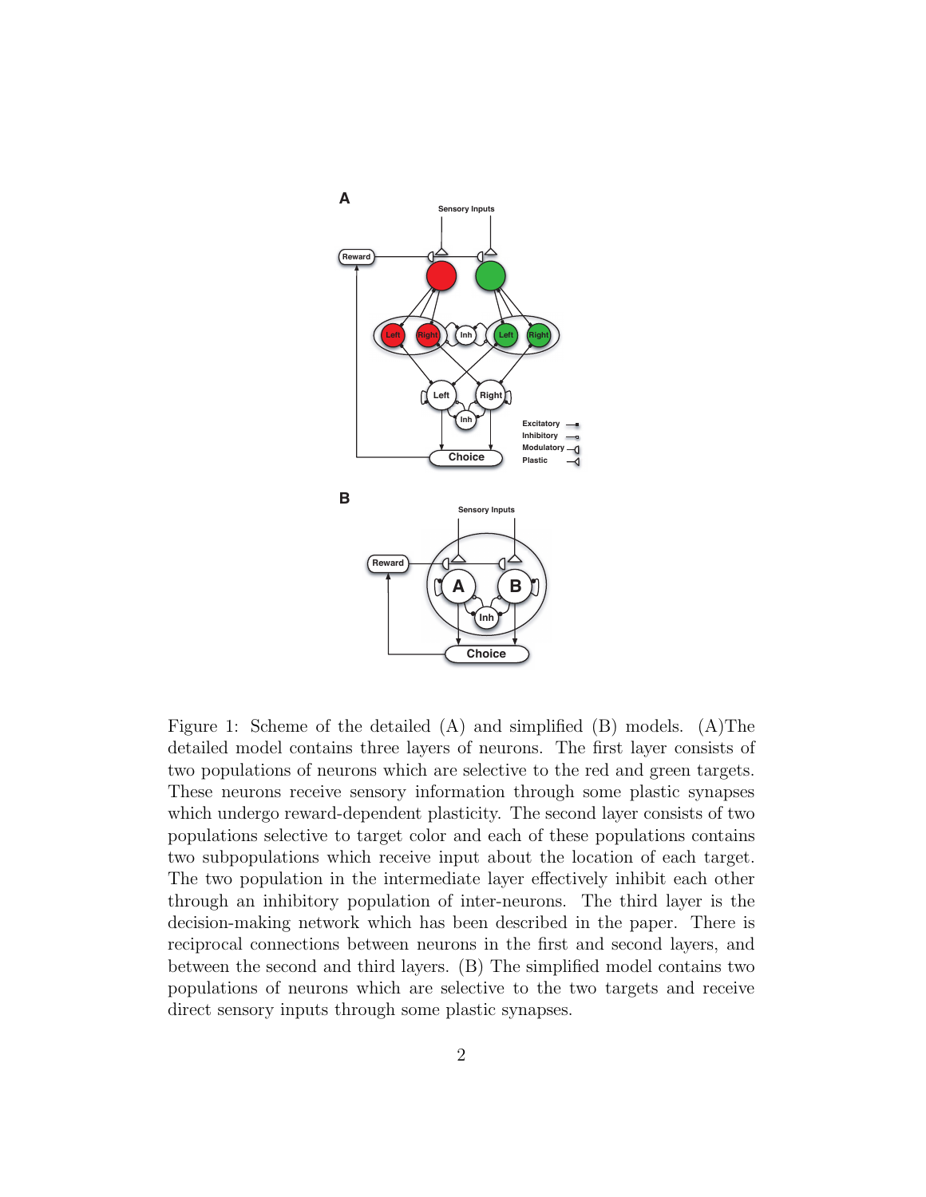Figure 1: Scheme of the detailed (A) and simplified (B) models. (A)The detailed model contains three layers of neurons. The first layer consists of two populations of neurons which are selective to the red and green targets. These neurons receive sensory information through some plastic synapses which undergo reward-dependent plasticity. The second layer consists of two populations selective to target color and each of these populations contains two subpopulations which receive input about the location of each target. The two population in the intermediate layer effectively inhibit each other through an inhibitory population of inter-neurons. The third layer is the decision-making network which has been described in the paper. There is reciprocal connections between neurons in the first and second layers, and between the second and third layers. (B) The simplified model contains two populations of neurons which are selective to the two targets and receive direct sensory inputs through some plastic synapses.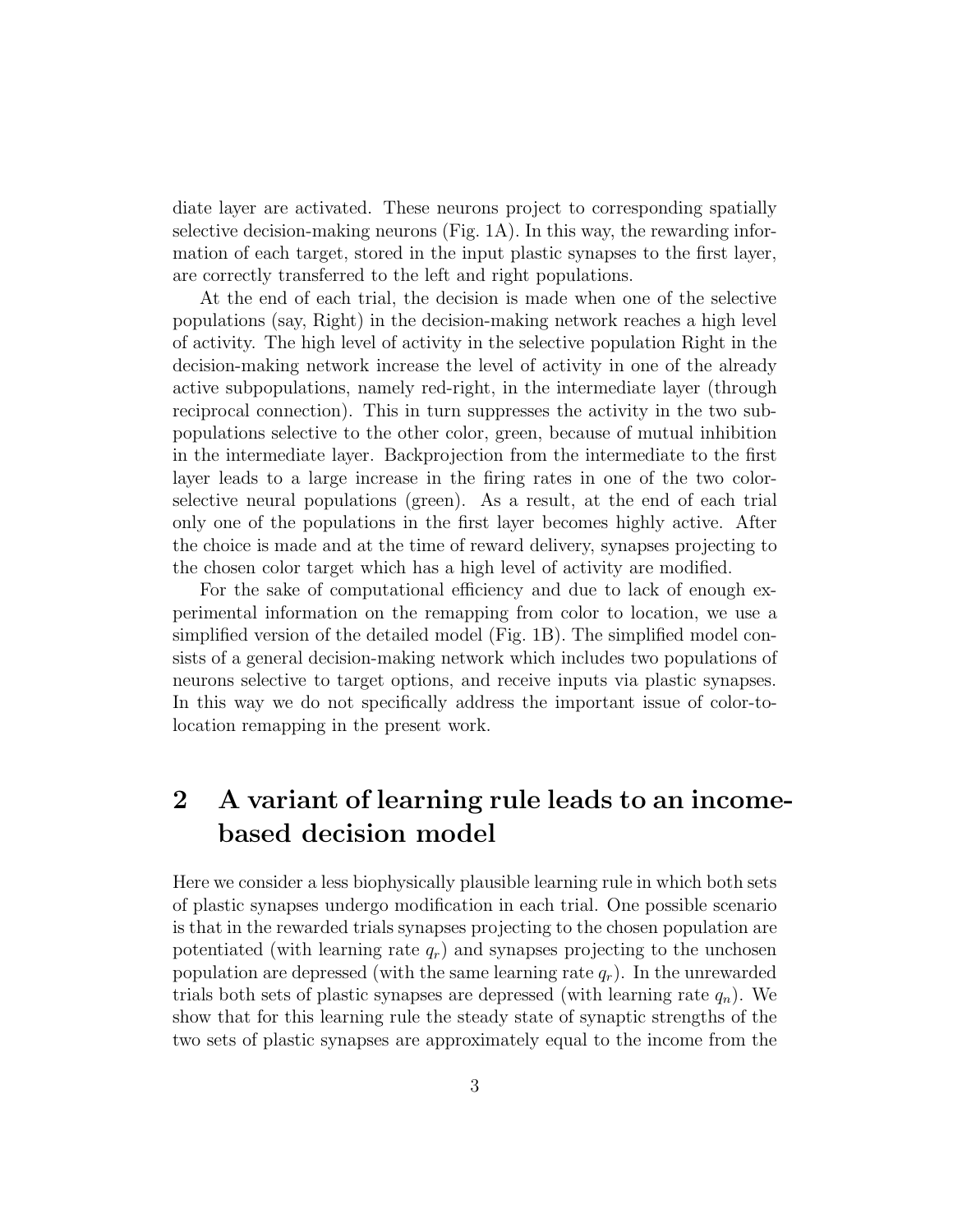diate layer are activated. These neurons project to corresponding spatially selective decision-making neurons (Fig. 1A). In this way, the rewarding information of each target, stored in the input plastic synapses to the first layer, are correctly transferred to the left and right populations.

At the end of each trial, the decision is made when one of the selective populations (say, Right) in the decision-making network reaches a high level of activity. The high level of activity in the selective population Right in the decision-making network increase the level of activity in one of the already active subpopulations, namely red-right, in the intermediate layer (through reciprocal connection). This in turn suppresses the activity in the two subpopulations selective to the other color, green, because of mutual inhibition in the intermediate layer. Backprojection from the intermediate to the first layer leads to a large increase in the firing rates in one of the two color-selective neural populations (green). As a result, at the end of each trial only one of the populations in the first layer becomes highly active. After the choice is made and at the time of reward delivery, synapses projecting to the chosen color target which has a high level of activity are modified.

For the sake of computational efficiency and due to lack of enough experimental information on the remapping from color to location, we use a simplified version of the detailed model (Fig. 1B). The simplified model consists of a general decision-making network which includes two populations of neurons selective to target options, and receive inputs via plastic synapses. In this way we do not specifically address the important issue of color-to-location remapping in the present work.

# 2 A variant of learning rule leads to an income-based decision model

Here we consider a less biophysically plausible learning rule in which both sets of plastic synapses undergo modification in each trial. One possible scenario is that in the rewarded trials synapses projecting to the chosen population are potentiated (with learning rate $q_r$) and synapses projecting to the unchosen population are depressed (with the same learning rate $q_r$). In the unrewarded trials both sets of plastic synapses are depressed (with learning rate $q_n$). We show that for this learning rule the steady state of synaptic strengths of the two sets of plastic synapses are approximately equal to the income from the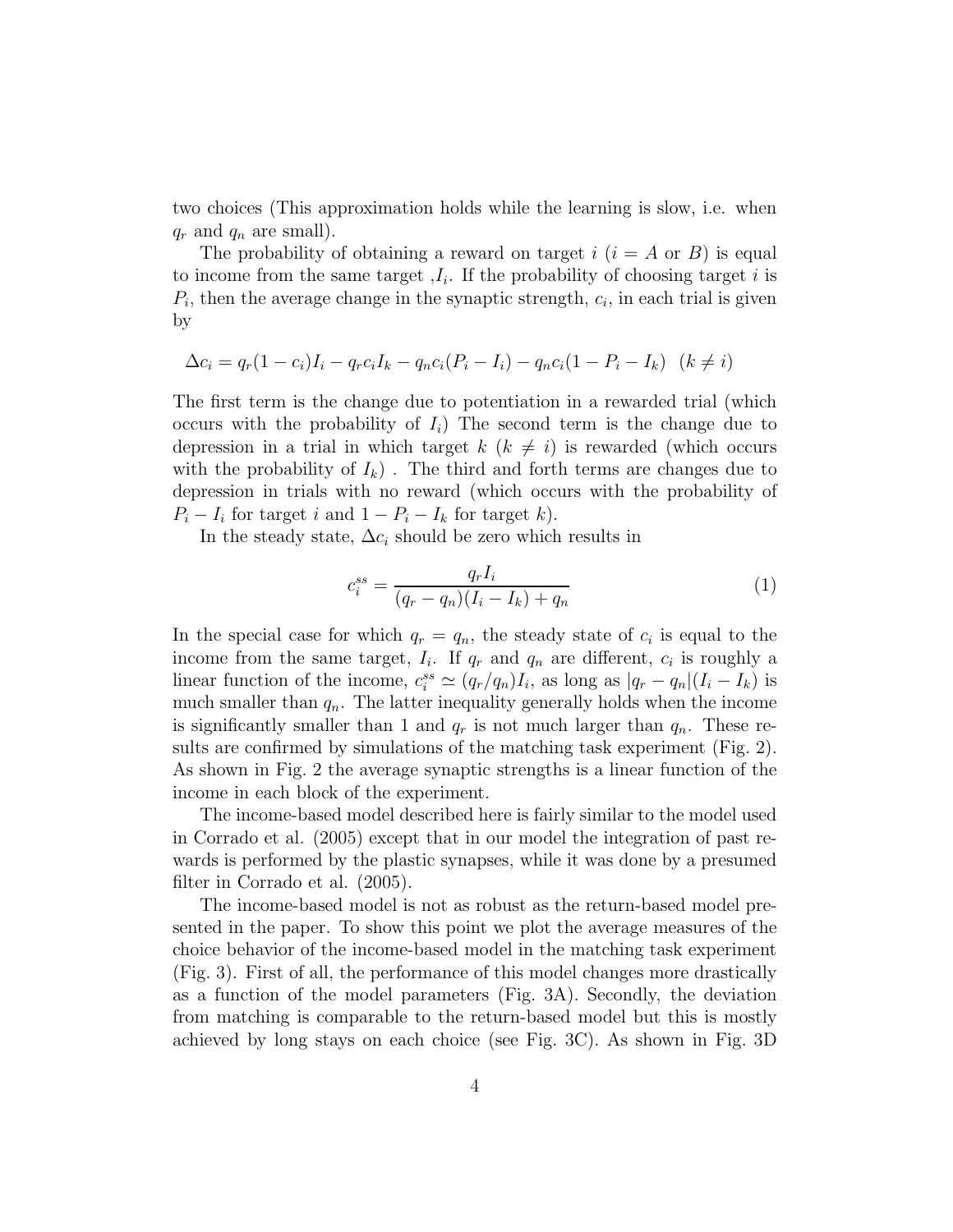two choices (This approximation holds while the learning is slow, i.e. when $q_r$ and $q_n$ are small).

The probability of obtaining a reward on target $i$ ($i = A$ or $B$) is equal to income from the same target ,$I_i$. If the probability of choosing target $i$ is $P_i$, then the average change in the synaptic strength, $c_i$, in each trial is given by

$$\Delta c_i = q_r(1 - c_i)I_i - q_r c_i I_k - q_n c_i(P_i - I_i) - q_n c_i(1 - P_i - I_k) \quad (k \neq i)$$

The first term is the change due to potentiation in a rewarded trial (which occurs with the probability of $I_i$) The second term is the change due to depression in a trial in which target $k$ ($k \neq i$) is rewarded (which occurs with the probability of $I_k$) . The third and forth terms are changes due to depression in trials with no reward (which occurs with the probability of $P_i - I_i$ for target $i$ and $1 - P_i - I_k$ for target $k$).

In the steady state, $\Delta c_i$ should be zero which results in

$$c_i^{ss} = \frac{q_r I_i}{(q_r - q_n)(I_i - I_k) + q_n} \tag{1}$$

In the special case for which $q_r = q_n$, the steady state of $c_i$ is equal to the income from the same target, $I_i$. If $q_r$ and $q_n$ are different, $c_i$ is roughly a linear function of the income, $c_i^{ss} \simeq (q_r/q_n)I_i$, as long as $|q_r - q_n|(I_i - I_k)$ is much smaller than $q_n$. The latter inequality generally holds when the income is significantly smaller than 1 and $q_r$ is not much larger than $q_n$. These results are confirmed by simulations of the matching task experiment (Fig. 2). As shown in Fig. 2 the average synaptic strengths is a linear function of the income in each block of the experiment.

The income-based model described here is fairly similar to the model used in Corrado et al. (2005) except that in our model the integration of past rewards is performed by the plastic synapses, while it was done by a presumed filter in Corrado et al. (2005).

The income-based model is not as robust as the return-based model presented in the paper. To show this point we plot the average measures of the choice behavior of the income-based model in the matching task experiment (Fig. 3). First of all, the performance of this model changes more drastically as a function of the model parameters (Fig. 3A). Secondly, the deviation from matching is comparable to the return-based model but this is mostly achieved by long stays on each choice (see Fig. 3C). As shown in Fig. 3D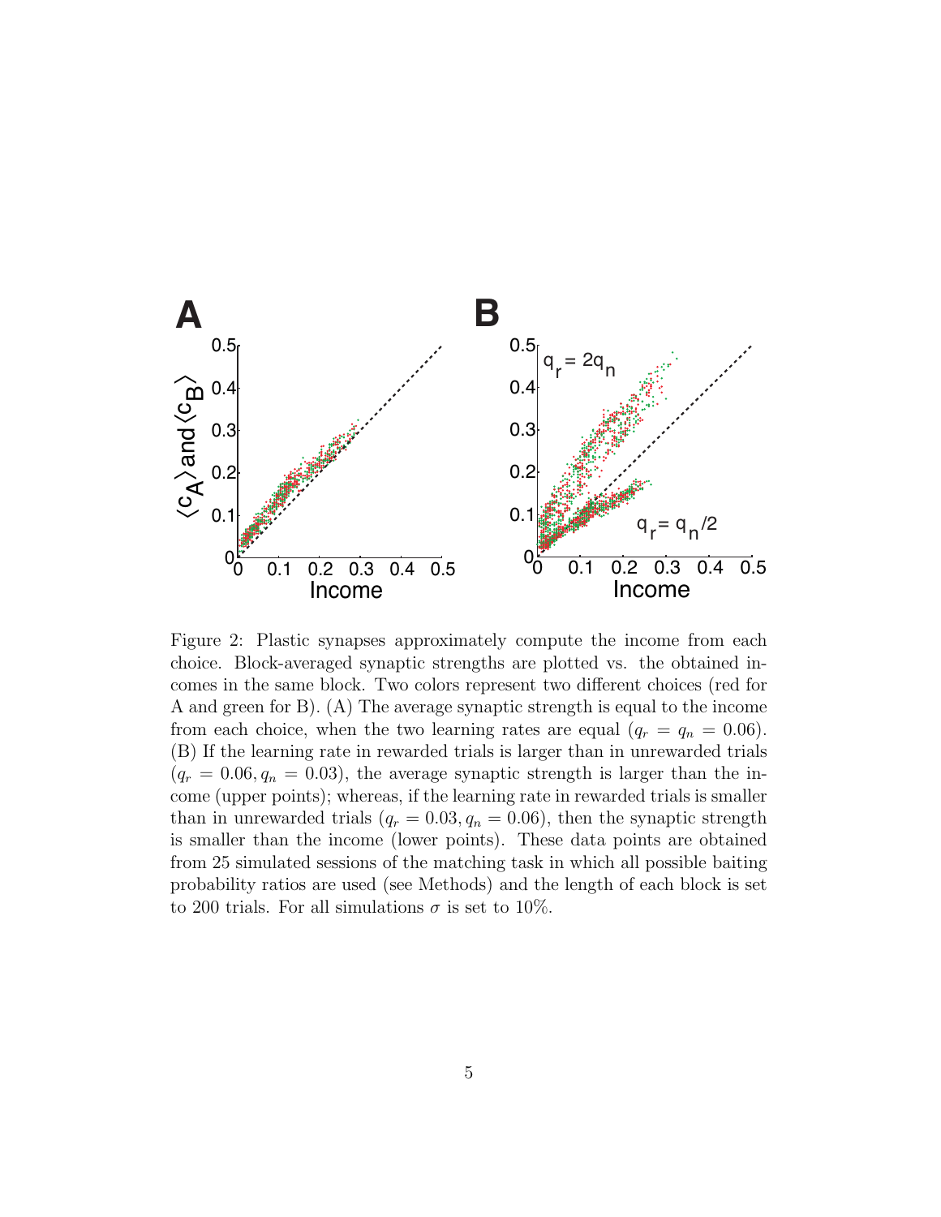Figure 2: Plastic synapses approximately compute the income from each choice. Block-averaged synaptic strengths are plotted vs. the obtained incomes in the same block. Two colors represent two different choices (red for A and green for B). (A) The average synaptic strength is equal to the income from each choice, when the two learning rates are equal ($q_r = q_n = 0.06$). (B) If the learning rate in rewarded trials is larger than in unrewarded trials ($q_r = 0.06, q_n = 0.03$), the average synaptic strength is larger than the income (upper points); whereas, if the learning rate in rewarded trials is smaller than in unrewarded trials ($q_r = 0.03, q_n = 0.06$), then the synaptic strength is smaller than the income (lower points). These data points are obtained from 25 simulated sessions of the matching task in which all possible baiting probability ratios are used (see Methods) and the length of each block is set to 200 trials. For all simulations $\sigma$ is set to 10%.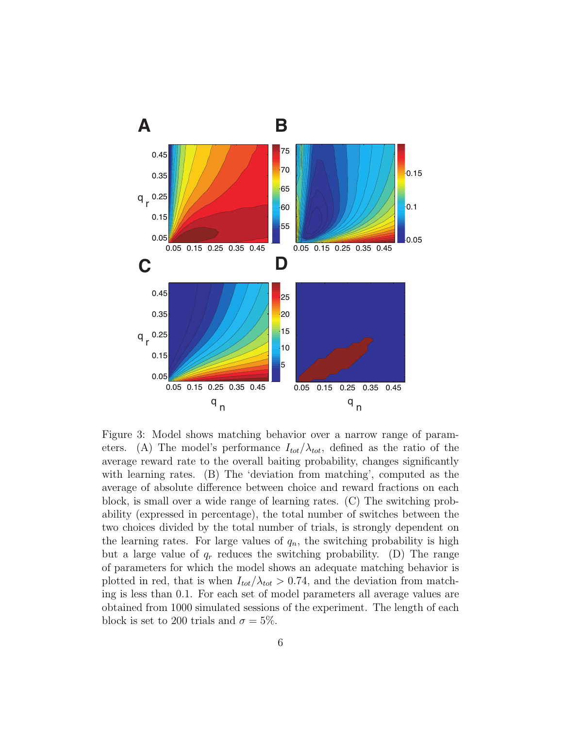Figure 3: Model shows matching behavior over a narrow range of parameters. (A) The model's performance $I_{tot}/\lambda_{tot}$, defined as the ratio of the average reward rate to the overall baiting probability, changes significantly with learning rates. (B) The 'deviation from matching', computed as the average of absolute difference between choice and reward fractions on each block, is small over a wide range of learning rates. (C) The switching probability (expressed in percentage), the total number of switches between the two choices divided by the total number of trials, is strongly dependent on the learning rates. For large values of $q_n$, the switching probability is high but a large value of $q_r$ reduces the switching probability. (D) The range of parameters for which the model shows an adequate matching behavior is plotted in red, that is when $I_{tot}/\lambda_{tot} > 0.74$, and the deviation from matching is less than 0.1. For each set of model parameters all average values are obtained from 1000 simulated sessions of the experiment. The length of each block is set to 200 trials and $\sigma = 5\%$.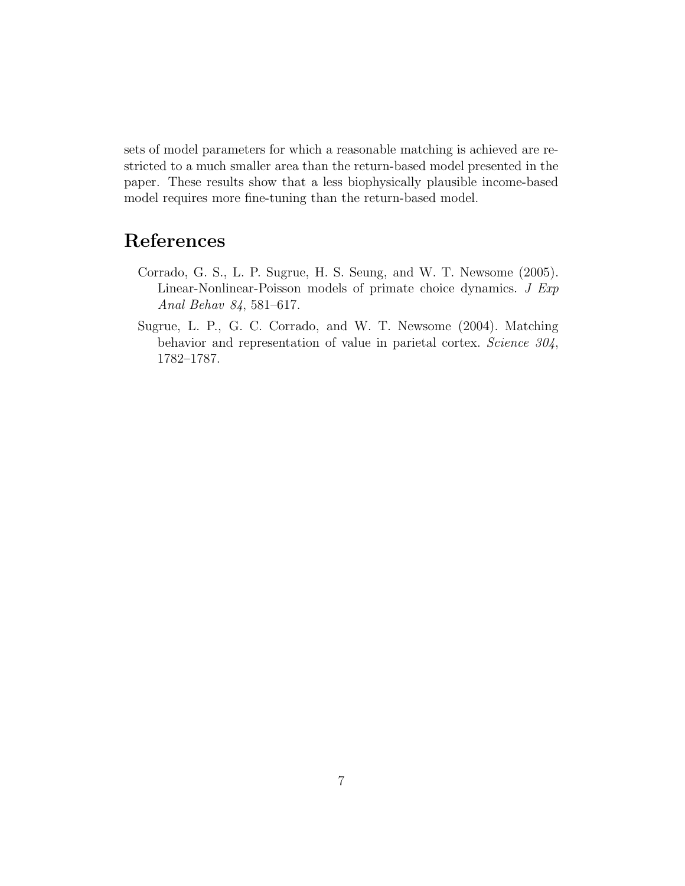sets of model parameters for which a reasonable matching is achieved are restricted to a much smaller area than the return-based model presented in the paper. These results show that a less biophysically plausible income-based model requires more fine-tuning than the return-based model.

## References

Corrado, G. S., L. P. Sugrue, H. S. Seung, and W. T. Newsome (2005). Linear-Nonlinear-Poisson models of primate choice dynamics. *J Exp Anal Behav 84*, 581–617.

Sugrue, L. P., G. C. Corrado, and W. T. Newsome (2004). Matching behavior and representation of value in parietal cortex. *Science 304*, 1782–1787.